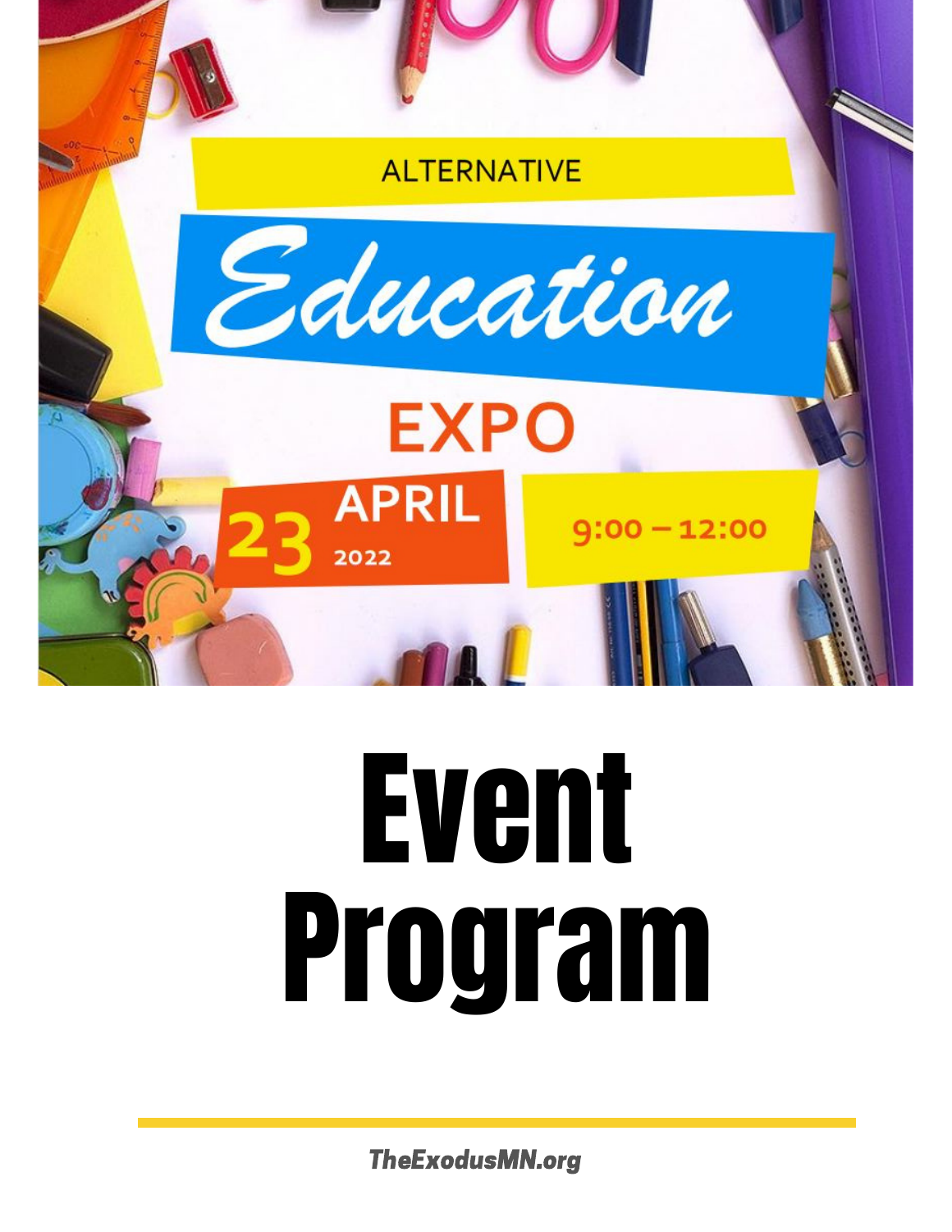ALTERNATIVE

# Education

## EXPO

23 APRIL 2022

9:00 – 12:00

# Event Program

TheExodusMN.org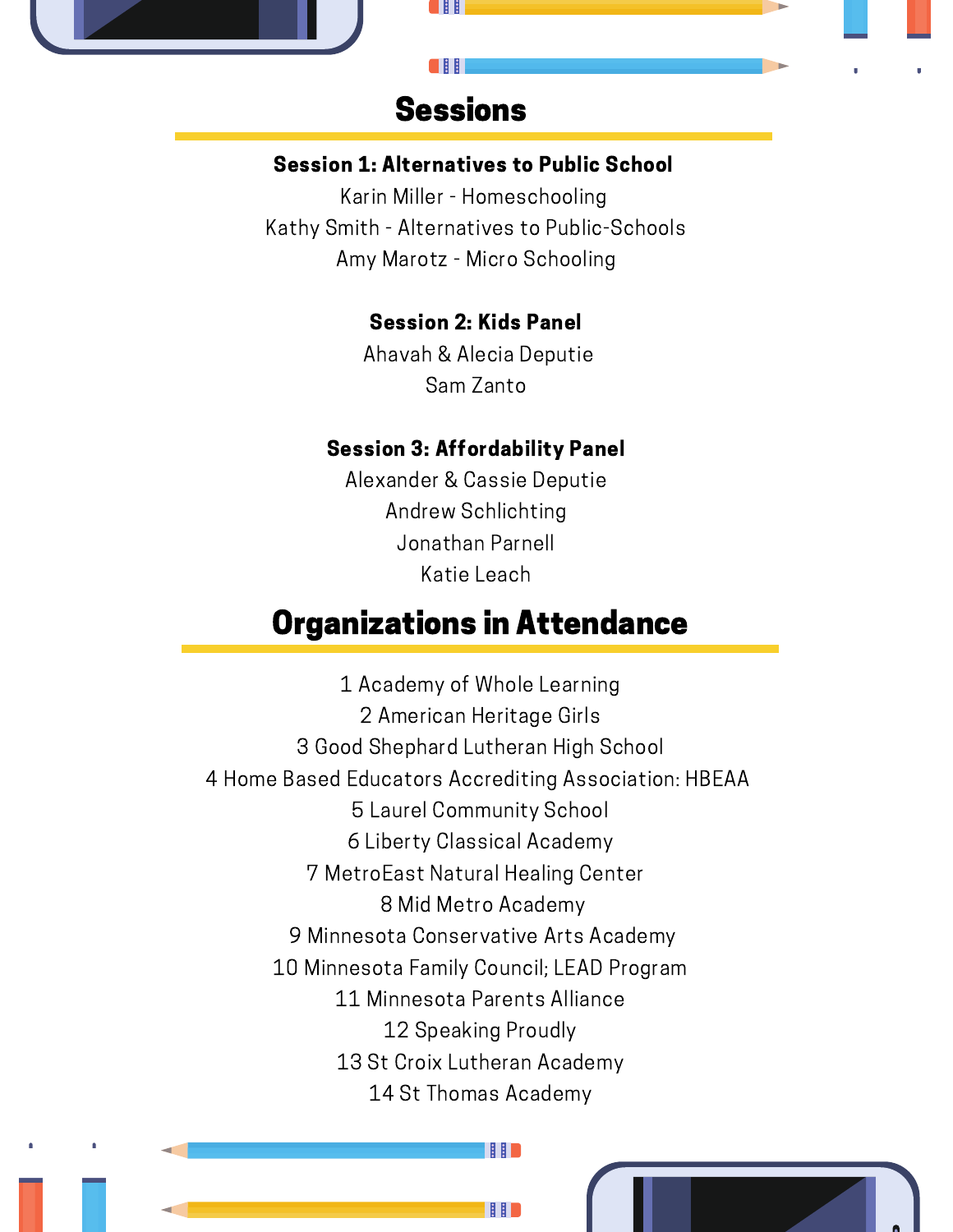## Sessions

**Session 1: Alternatives to Public School**

Karin Miller - Homeschooling

Kathy Smith - Alternatives to Public-Schools

Amy Marotz - Micro Schooling

**Session 2: Kids Panel**

Ahavah & Alecia Deputie

Sam Zanto

**Session 3: Affordability Panel**

Alexander & Cassie Deputie

Andrew Schlichting

Jonathan Parnell

Katie Leach

## Organizations in Attendance

1 Academy of Whole Learning

2 American Heritage Girls

3 Good Shephard Lutheran High School

4 Home Based Educators Accrediting Association: HBEAA

5 Laurel Community School

6 Liberty Classical Academy

7 MetroEast Natural Healing Center

8 Mid Metro Academy

9 Minnesota Conservative Arts Academy

10 Minnesota Family Council; LEAD Program

11 Minnesota Parents Alliance

12 Speaking Proudly

13 St Croix Lutheran Academy

14 St Thomas Academy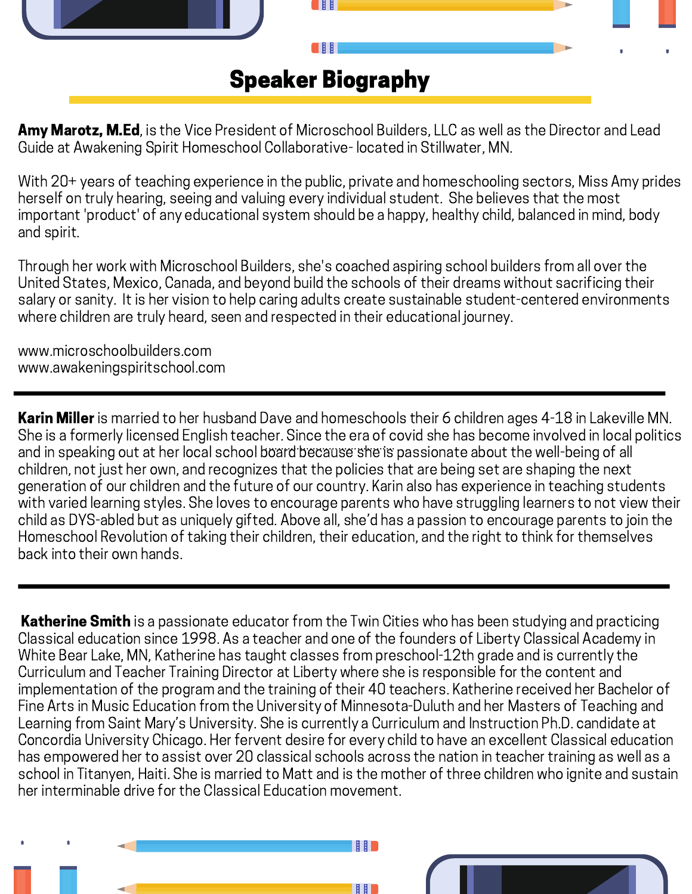# Speaker Biography

**Amy Marotz, M.Ed**, is the Vice President of Microschool Builders, LLC as well as the Director and Lead Guide at Awakening Spirit Homeschool Collaborative- located in Stillwater, MN.

With 20+ years of teaching experience in the public, private and homeschooling sectors, Miss Amy prides herself on truly hearing, seeing and valuing every individual student. She believes that the most important 'product' of any educational system should be a happy, healthy child, balanced in mind, body and spirit.

Through her work with Microschool Builders, she's coached aspiring school builders from all over the United States, Mexico, Canada, and beyond build the schools of their dreams without sacrificing their salary or sanity. It is her vision to help caring adults create sustainable student-centered environments where children are truly heard, seen and respected in their educational journey.

www.microschoolbuilders.com
www.awakeningspiritschool.com

---

**Karin Miller** is married to her husband Dave and homeschools their 6 children ages 4-18 in Lakeville MN. She is a formerly licensed English teacher. Since the era of covid she has become involved in local politics and in speaking out at her local school board because she is passionate about the well-being of all children, not just her own, and recognizes that the policies that are being set are shaping the next generation of our children and the future of our country. Karin also has experience in teaching students with varied learning styles. She loves to encourage parents who have struggling learners to not view their child as DYS-abled but as uniquely gifted. Above all, she'd has a passion to encourage parents to join the Homeschool Revolution of taking their children, their education, and the right to think for themselves back into their own hands.

---

**Katherine Smith** is a passionate educator from the Twin Cities who has been studying and practicing Classical education since 1998. As a teacher and one of the founders of Liberty Classical Academy in White Bear Lake, MN, Katherine has taught classes from preschool-12th grade and is currently the Curriculum and Teacher Training Director at Liberty where she is responsible for the content and implementation of the program and the training of their 40 teachers. Katherine received her Bachelor of Fine Arts in Music Education from the University of Minnesota-Duluth and her Masters of Teaching and Learning from Saint Mary's University. She is currently a Curriculum and Instruction Ph.D. candidate at Concordia University Chicago. Her fervent desire for every child to have an excellent Classical education has empowered her to assist over 20 classical schools across the nation in teacher training as well as a school in Titanyen, Haiti. She is married to Matt and is the mother of three children who ignite and sustain her interminable drive for the Classical Education movement.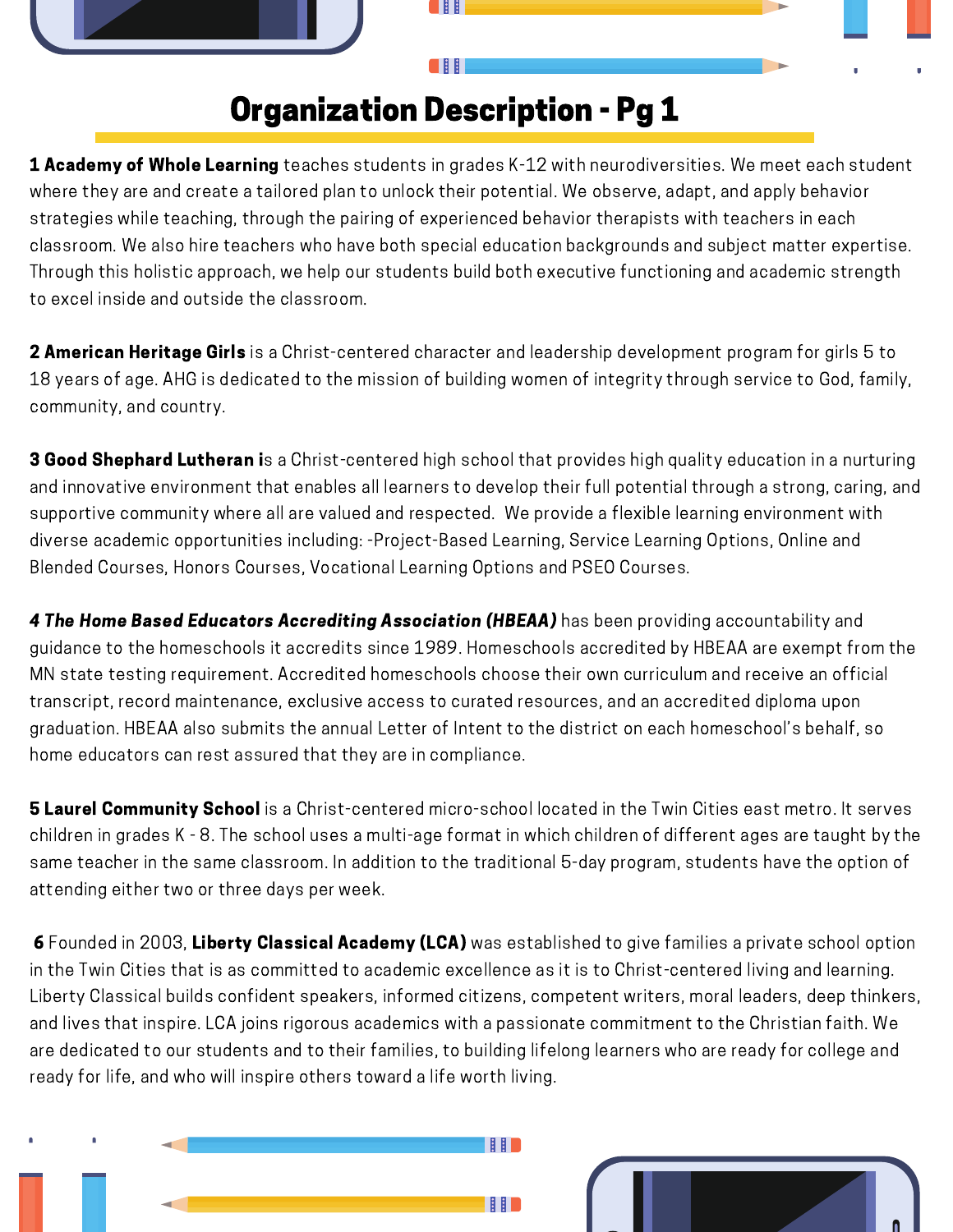# Organization Description - Pg 1

**1 Academy of Whole Learning** teaches students in grades K-12 with neurodiversities. We meet each student where they are and create a tailored plan to unlock their potential. We observe, adapt, and apply behavior strategies while teaching, through the pairing of experienced behavior therapists with teachers in each classroom. We also hire teachers who have both special education backgrounds and subject matter expertise. Through this holistic approach, we help our students build both executive functioning and academic strength to excel inside and outside the classroom.

**2 American Heritage Girls** is a Christ-centered character and leadership development program for girls 5 to 18 years of age. AHG is dedicated to the mission of building women of integrity through service to God, family, community, and country.

**3 Good Shephard Lutheran i**s a Christ-centered high school that provides high quality education in a nurturing and innovative environment that enables all learners to develop their full potential through a strong, caring, and supportive community where all are valued and respected. We provide a flexible learning environment with diverse academic opportunities including: -Project-Based Learning, Service Learning Options, Online and Blended Courses, Honors Courses, Vocational Learning Options and PSEO Courses.

***4 The Home Based Educators Accrediting Association (HBEAA)*** has been providing accountability and guidance to the homeschools it accredits since 1989. Homeschools accredited by HBEAA are exempt from the MN state testing requirement. Accredited homeschools choose their own curriculum and receive an official transcript, record maintenance, exclusive access to curated resources, and an accredited diploma upon graduation. HBEAA also submits the annual Letter of Intent to the district on each homeschool's behalf, so home educators can rest assured that they are in compliance.

**5 Laurel Community School** is a Christ-centered micro-school located in the Twin Cities east metro. It serves children in grades K - 8. The school uses a multi-age format in which children of different ages are taught by the same teacher in the same classroom. In addition to the traditional 5-day program, students have the option of attending either two or three days per week.

**6** Founded in 2003, **Liberty Classical Academy (LCA)** was established to give families a private school option in the Twin Cities that is as committed to academic excellence as it is to Christ-centered living and learning. Liberty Classical builds confident speakers, informed citizens, competent writers, moral leaders, deep thinkers, and lives that inspire. LCA joins rigorous academics with a passionate commitment to the Christian faith. We are dedicated to our students and to their families, to building lifelong learners who are ready for college and ready for life, and who will inspire others toward a life worth living.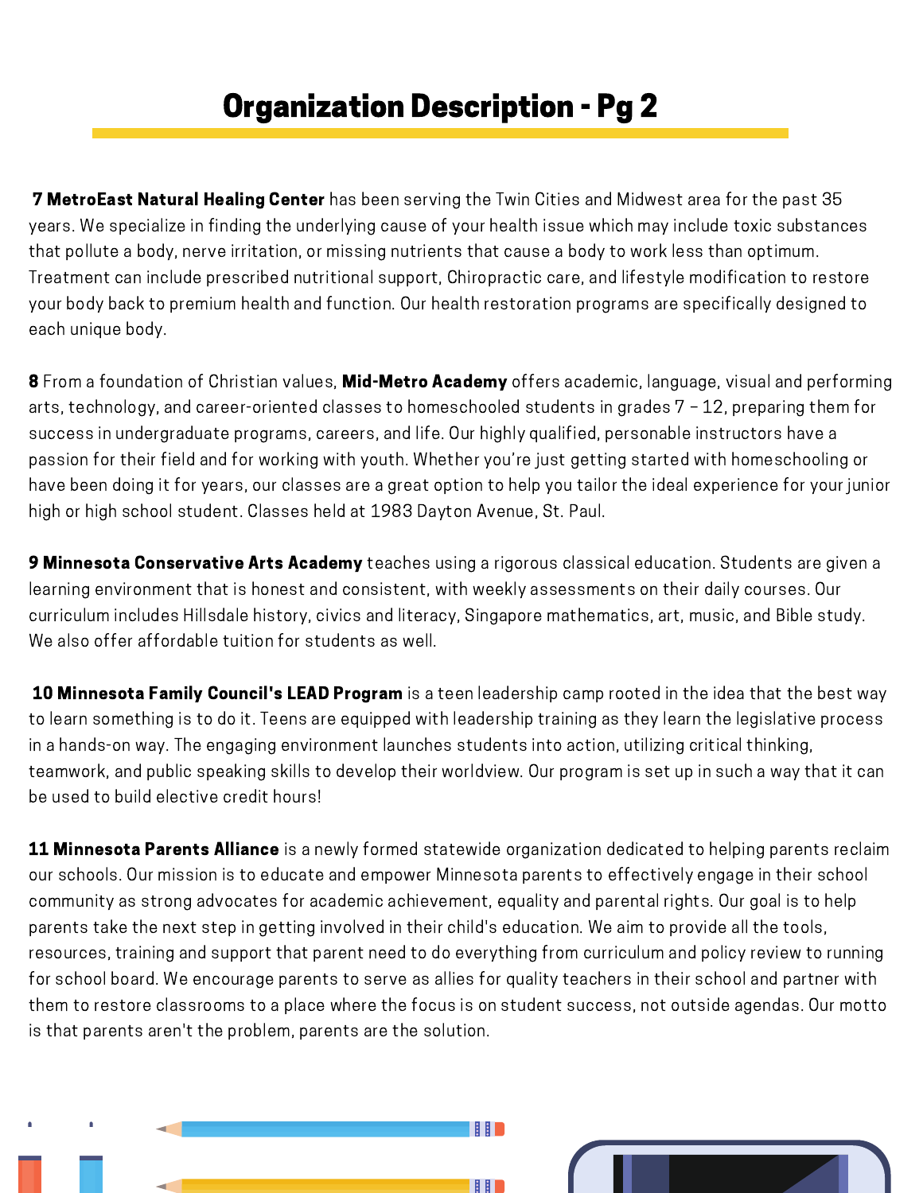# Organization Description - Pg 2

**7 MetroEast Natural Healing Center** has been serving the Twin Cities and Midwest area for the past 35 years. We specialize in finding the underlying cause of your health issue which may include toxic substances that pollute a body, nerve irritation, or missing nutrients that cause a body to work less than optimum. Treatment can include prescribed nutritional support, Chiropractic care, and lifestyle modification to restore your body back to premium health and function. Our health restoration programs are specifically designed to each unique body.

**8** From a foundation of Christian values, **Mid-Metro Academy** offers academic, language, visual and performing arts, technology, and career-oriented classes to homeschooled students in grades 7 – 12, preparing them for success in undergraduate programs, careers, and life. Our highly qualified, personable instructors have a passion for their field and for working with youth. Whether you're just getting started with homeschooling or have been doing it for years, our classes are a great option to help you tailor the ideal experience for your junior high or high school student. Classes held at 1983 Dayton Avenue, St. Paul.

**9 Minnesota Conservative Arts Academy** teaches using a rigorous classical education. Students are given a learning environment that is honest and consistent, with weekly assessments on their daily courses. Our curriculum includes Hillsdale history, civics and literacy, Singapore mathematics, art, music, and Bible study. We also offer affordable tuition for students as well.

**10 Minnesota Family Council's LEAD Program** is a teen leadership camp rooted in the idea that the best way to learn something is to do it. Teens are equipped with leadership training as they learn the legislative process in a hands-on way. The engaging environment launches students into action, utilizing critical thinking, teamwork, and public speaking skills to develop their worldview. Our program is set up in such a way that it can be used to build elective credit hours!

**11 Minnesota Parents Alliance** is a newly formed statewide organization dedicated to helping parents reclaim our schools. Our mission is to educate and empower Minnesota parents to effectively engage in their school community as strong advocates for academic achievement, equality and parental rights. Our goal is to help parents take the next step in getting involved in their child's education. We aim to provide all the tools, resources, training and support that parent need to do everything from curriculum and policy review to running for school board. We encourage parents to serve as allies for quality teachers in their school and partner with them to restore classrooms to a place where the focus is on student success, not outside agendas. Our motto is that parents aren't the problem, parents are the solution.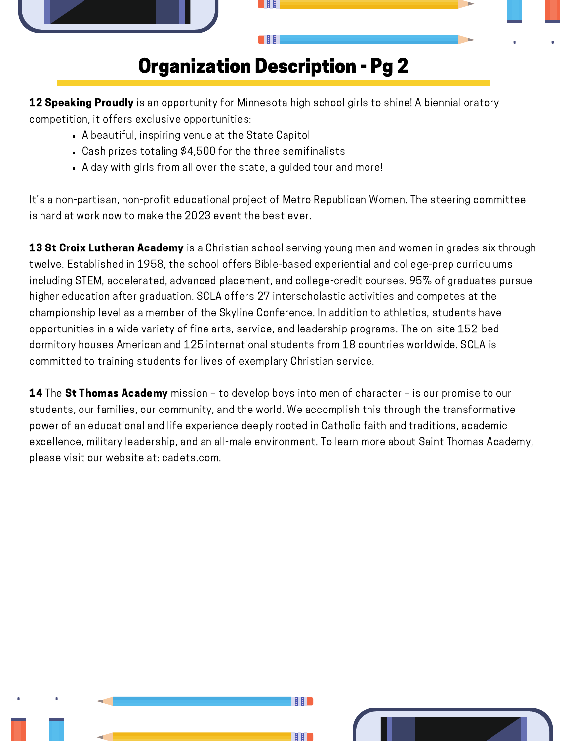# Organization Description - Pg 2

**12 Speaking Proudly** is an opportunity for Minnesota high school girls to shine! A biennial oratory competition, it offers exclusive opportunities:

- A beautiful, inspiring venue at the State Capitol
- Cash prizes totaling $4,500 for the three semifinalists
- A day with girls from all over the state, a guided tour and more!

It's a non-partisan, non-profit educational project of Metro Republican Women. The steering committee is hard at work now to make the 2023 event the best ever.

**13 St Croix Lutheran Academy** is a Christian school serving young men and women in grades six through twelve. Established in 1958, the school offers Bible-based experiential and college-prep curriculums including STEM, accelerated, advanced placement, and college-credit courses. 95% of graduates pursue higher education after graduation. SCLA offers 27 interscholastic activities and competes at the championship level as a member of the Skyline Conference. In addition to athletics, students have opportunities in a wide variety of fine arts, service, and leadership programs. The on-site 152-bed dormitory houses American and 125 international students from 18 countries worldwide. SCLA is committed to training students for lives of exemplary Christian service.

**14** The **St Thomas Academy** mission – to develop boys into men of character – is our promise to our students, our families, our community, and the world. We accomplish this through the transformative power of an educational and life experience deeply rooted in Catholic faith and traditions, academic excellence, military leadership, and an all-male environment. To learn more about Saint Thomas Academy, please visit our website at: cadets.com.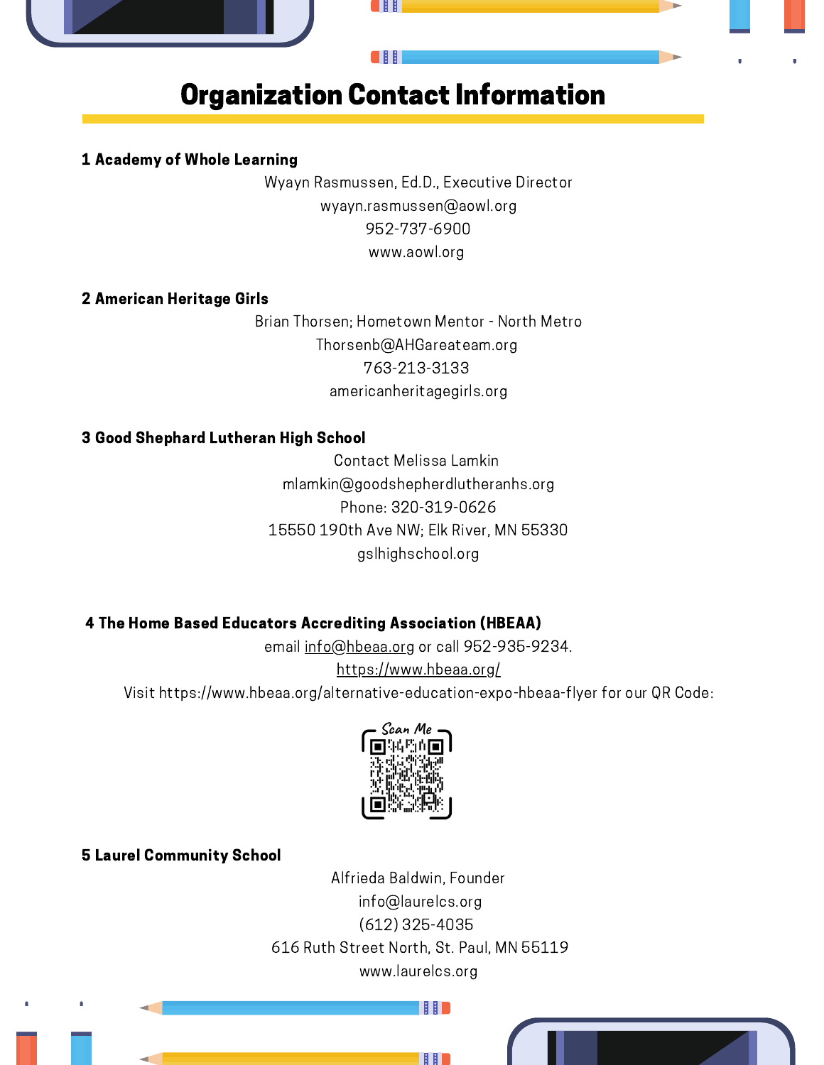# Organization Contact Information

**1 Academy of Whole Learning**

Wyayn Rasmussen, Ed.D., Executive Director
wyayn.rasmussen@aowl.org
952-737-6900
www.aowl.org

**2 American Heritage Girls**

Brian Thorsen; Hometown Mentor - North Metro
Thorsenb@AHGareateam.org
763-213-3133
americanheritagegirls.org

**3 Good Shephard Lutheran High School**

Contact Melissa Lamkin
mlamkin@goodshepherdlutheranhs.org
Phone: 320-319-0626
15550 190th Ave NW; Elk River, MN 55330
gslhighschool.org

**4 The Home Based Educators Accrediting Association (HBEAA)**

email info@hbeaa.org or call 952-935-9234.
https://www.hbeaa.org/
Visit https://www.hbeaa.org/alternative-education-expo-hbeaa-flyer for our QR Code:

Scan Me

**5 Laurel Community School**

Alfrieda Baldwin, Founder
info@laurelcs.org
(612) 325-4035
616 Ruth Street North, St. Paul, MN 55119
www.laurelcs.org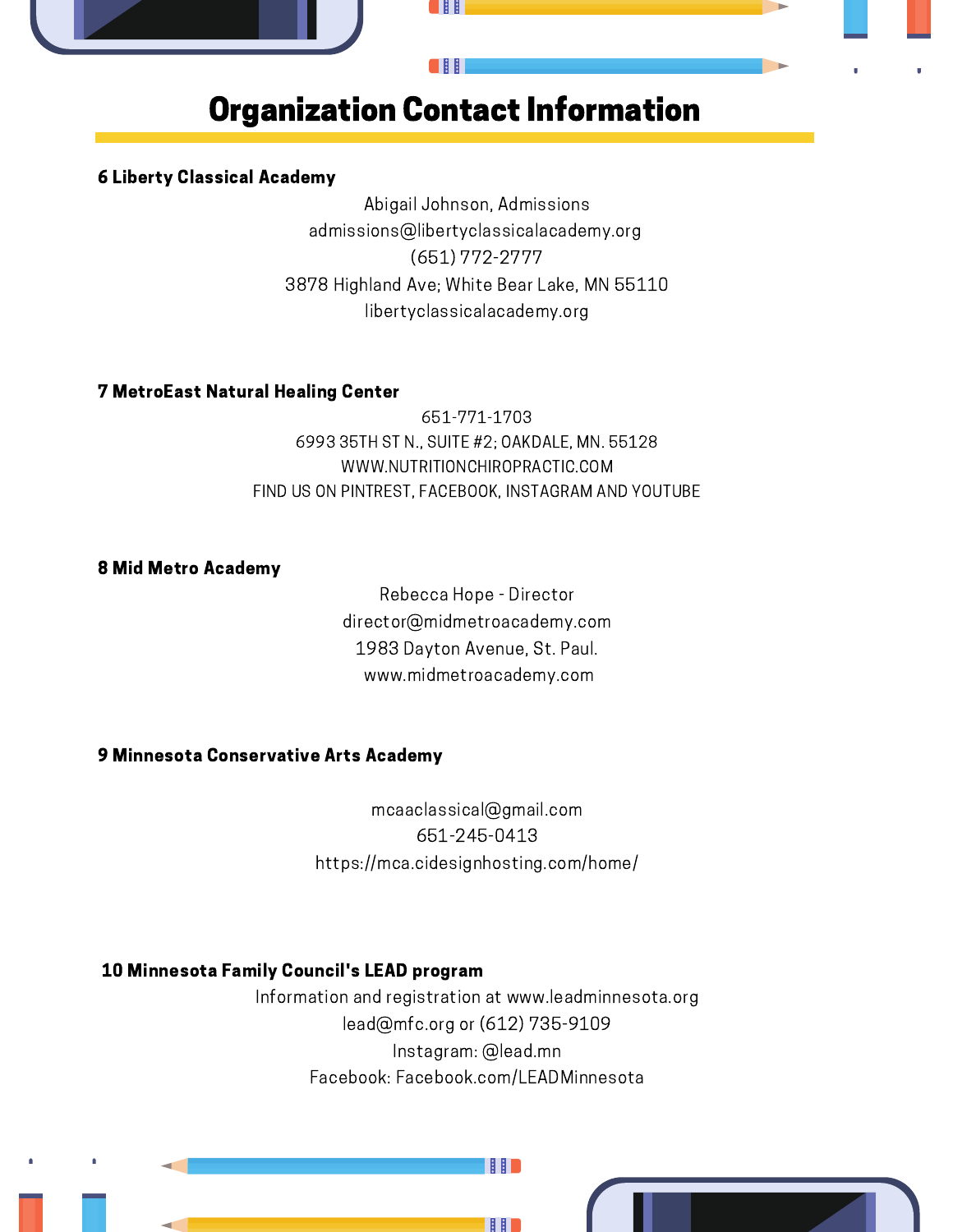# Organization Contact Information

**6 Liberty Classical Academy**

Abigail Johnson, Admissions
admissions@libertyclassicalacademy.org
(651) 772-2777
3878 Highland Ave; White Bear Lake, MN 55110
libertyclassicalacademy.org

**7 MetroEast Natural Healing Center**

651-771-1703
6993 35TH ST N., SUITE #2; OAKDALE, MN. 55128
WWW.NUTRITIONCHIROPRACTIC.COM
FIND US ON PINTREST, FACEBOOK, INSTAGRAM AND YOUTUBE

**8 Mid Metro Academy**

Rebecca Hope - Director
director@midmetroacademy.com
1983 Dayton Avenue, St. Paul.
www.midmetroacademy.com

**9 Minnesota Conservative Arts Academy**

mcaaclassical@gmail.com
651-245-0413
https://mca.cidesignhosting.com/home/

**10 Minnesota Family Council's LEAD program**

Information and registration at www.leadminnesota.org
lead@mfc.org or (612) 735-9109
Instagram: @lead.mn
Facebook: Facebook.com/LEADMinnesota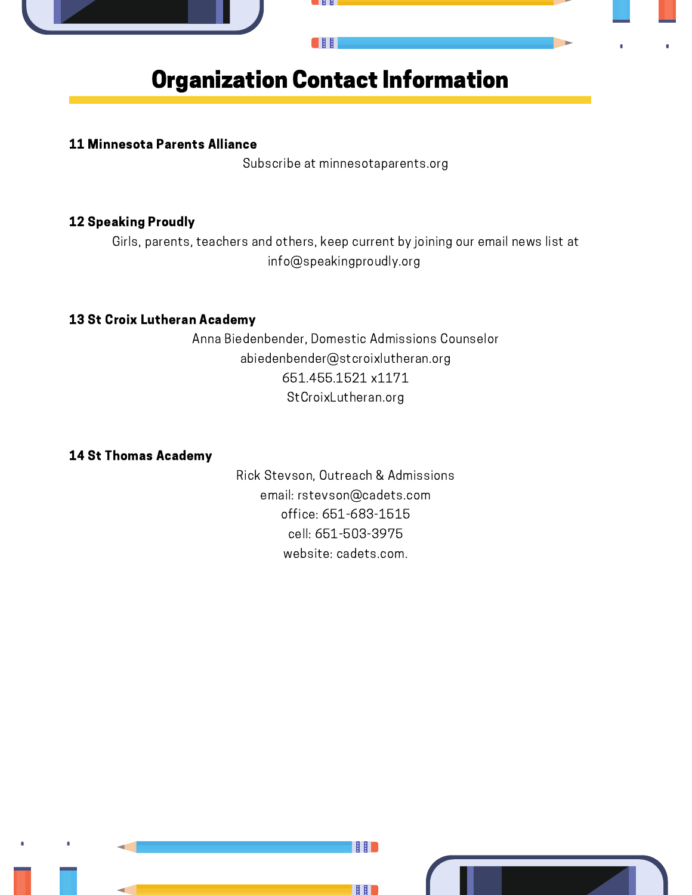# Organization Contact Information

**11 Minnesota Parents Alliance**

Subscribe at minnesotaparents.org

**12 Speaking Proudly**

Girls, parents, teachers and others, keep current by joining our email news list at info@speakingproudly.org

**13 St Croix Lutheran Academy**

Anna Biedenbender, Domestic Admissions Counselor
abiedenbender@stcroixlutheran.org
651.455.1521 x1171
StCroixLutheran.org

**14 St Thomas Academy**

Rick Stevson, Outreach & Admissions
email: rstevson@cadets.com
office: 651-683-1515
cell: 651-503-3975
website: cadets.com.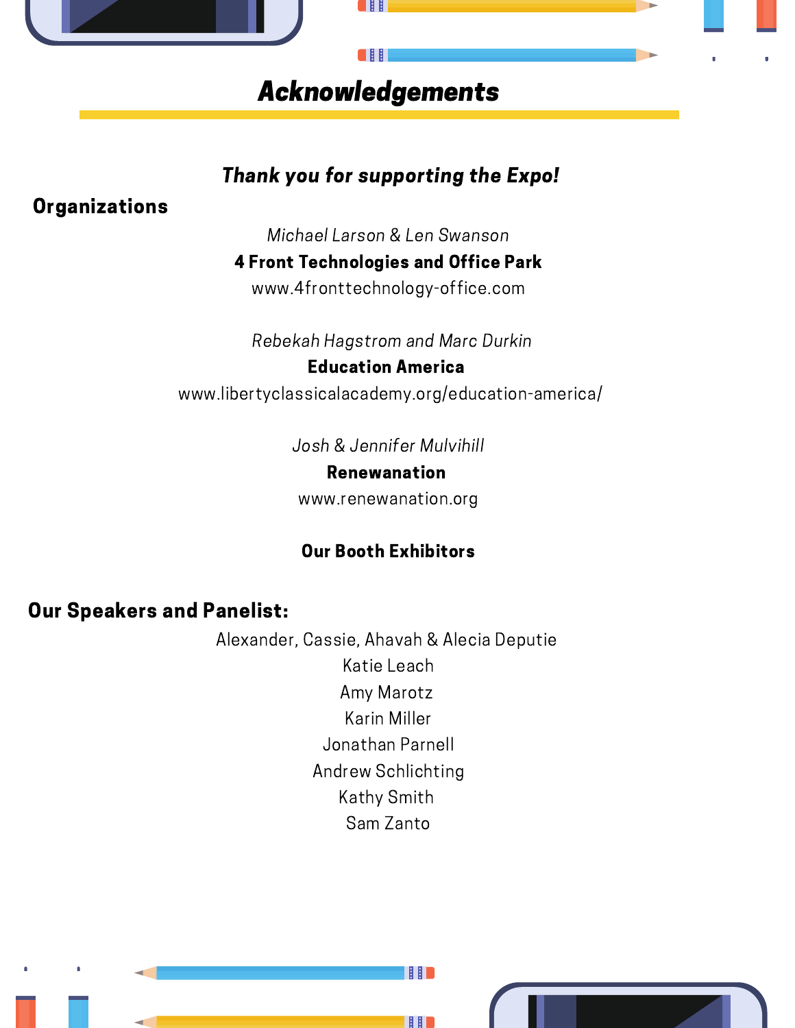# ***Acknowledgements***

### ***Thank you for supporting the Expo!***

## Organizations

*Michael Larson & Len Swanson*
**4 Front Technologies and Office Park**
www.4fronttechnology-office.com

*Rebekah Hagstrom and Marc Durkin*
**Education America**
www.libertyclassicalacademy.org/education-america/

*Josh & Jennifer Mulvihill*
**Renewanation**
www.renewanation.org

**Our Booth Exhibitors**

## Our Speakers and Panelist:

Alexander, Cassie, Ahavah & Alecia Deputie
Katie Leach
Amy Marotz
Karin Miller
Jonathan Parnell
Andrew Schlichting
Kathy Smith
Sam Zanto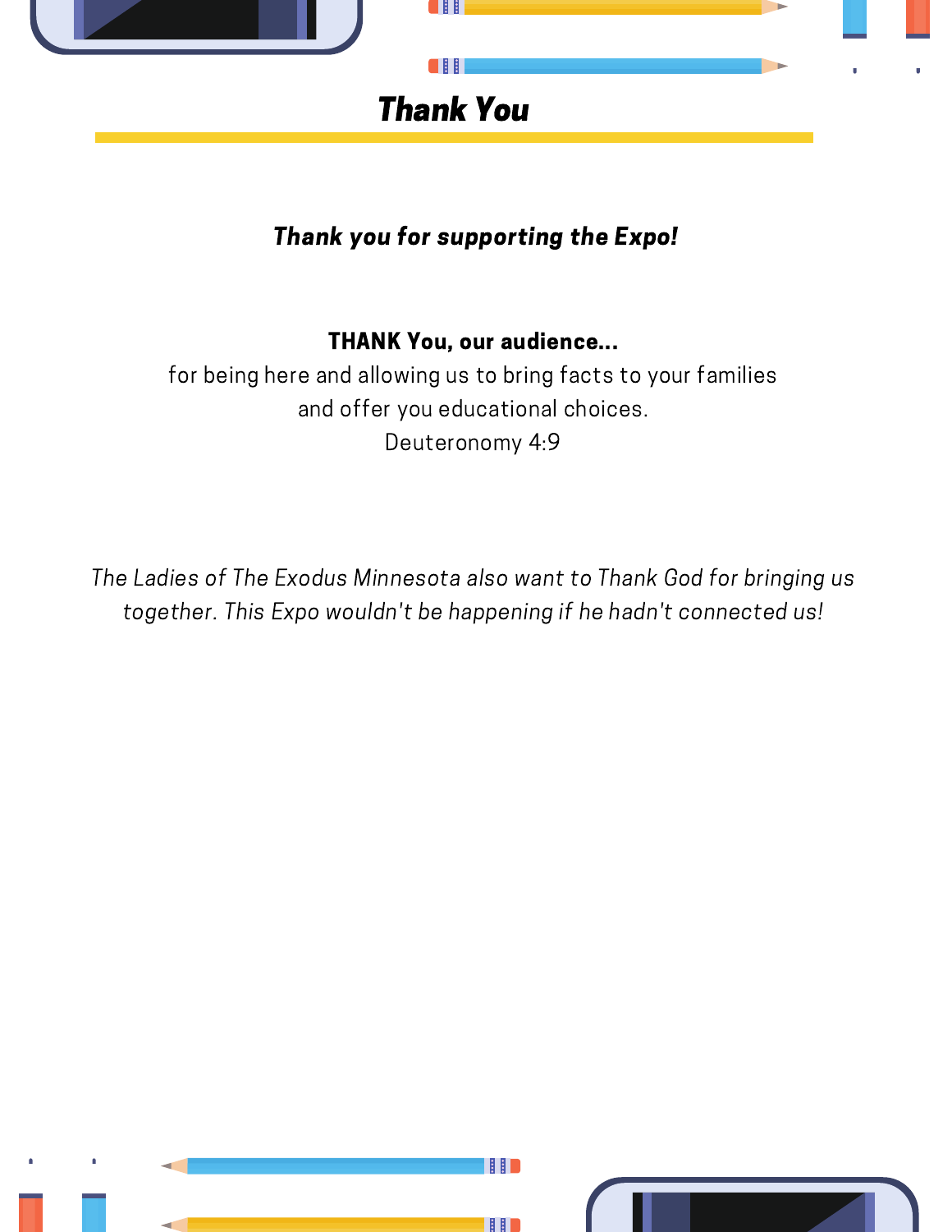# *Thank You*

***Thank you for supporting the Expo!***

**THANK You, our audience...**
for being here and allowing us to bring facts to your families
and offer you educational choices.
Deuteronomy 4:9

*The Ladies of The Exodus Minnesota also want to Thank God for bringing us together. This Expo wouldn't be happening if he hadn't connected us!*